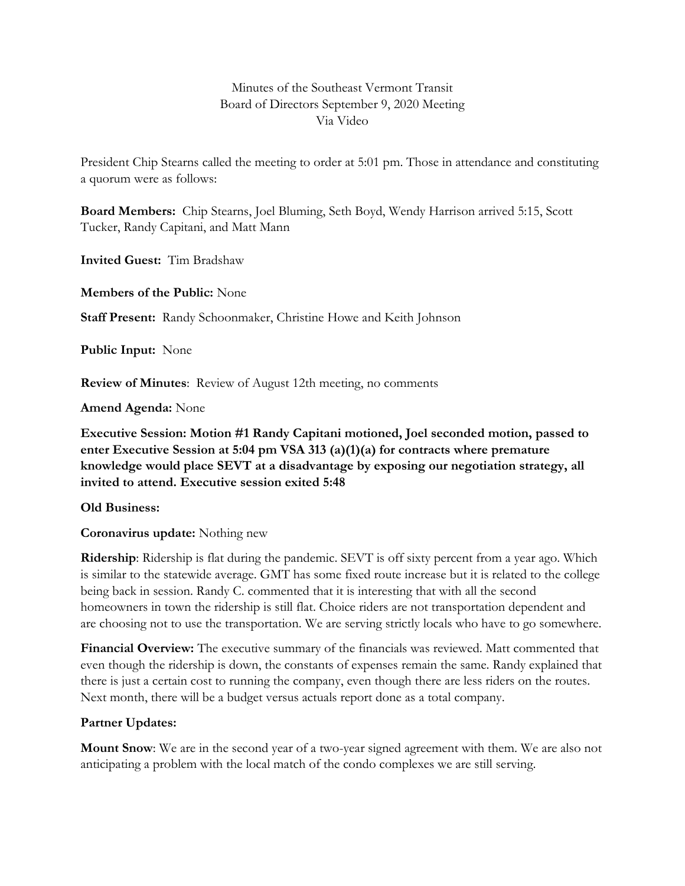Minutes of the Southeast Vermont Transit
Board of Directors September 9, 2020 Meeting
Via Video

President Chip Stearns called the meeting to order at 5:01 pm. Those in attendance and constituting a quorum were as follows:

**Board Members:** Chip Stearns, Joel Bluming, Seth Boyd, Wendy Harrison arrived 5:15, Scott Tucker, Randy Capitani, and Matt Mann

**Invited Guest:** Tim Bradshaw

**Members of the Public:** None

**Staff Present:** Randy Schoonmaker, Christine Howe and Keith Johnson

**Public Input:** None

**Review of Minutes**: Review of August 12th meeting, no comments

**Amend Agenda:** None

**Executive Session: Motion #1 Randy Capitani motioned, Joel seconded motion, passed to enter Executive Session at 5:04 pm VSA 313 (a)(1)(a) for contracts where premature knowledge would place SEVT at a disadvantage by exposing our negotiation strategy, all invited to attend. Executive session exited 5:48**

**Old Business:**

**Coronavirus update:** Nothing new

**Ridership**: Ridership is flat during the pandemic. SEVT is off sixty percent from a year ago. Which is similar to the statewide average. GMT has some fixed route increase but it is related to the college being back in session. Randy C. commented that it is interesting that with all the second homeowners in town the ridership is still flat. Choice riders are not transportation dependent and are choosing not to use the transportation. We are serving strictly locals who have to go somewhere.

**Financial Overview:** The executive summary of the financials was reviewed. Matt commented that even though the ridership is down, the constants of expenses remain the same. Randy explained that there is just a certain cost to running the company, even though there are less riders on the routes. Next month, there will be a budget versus actuals report done as a total company.

**Partner Updates:**

**Mount Snow**: We are in the second year of a two-year signed agreement with them. We are also not anticipating a problem with the local match of the condo complexes we are still serving.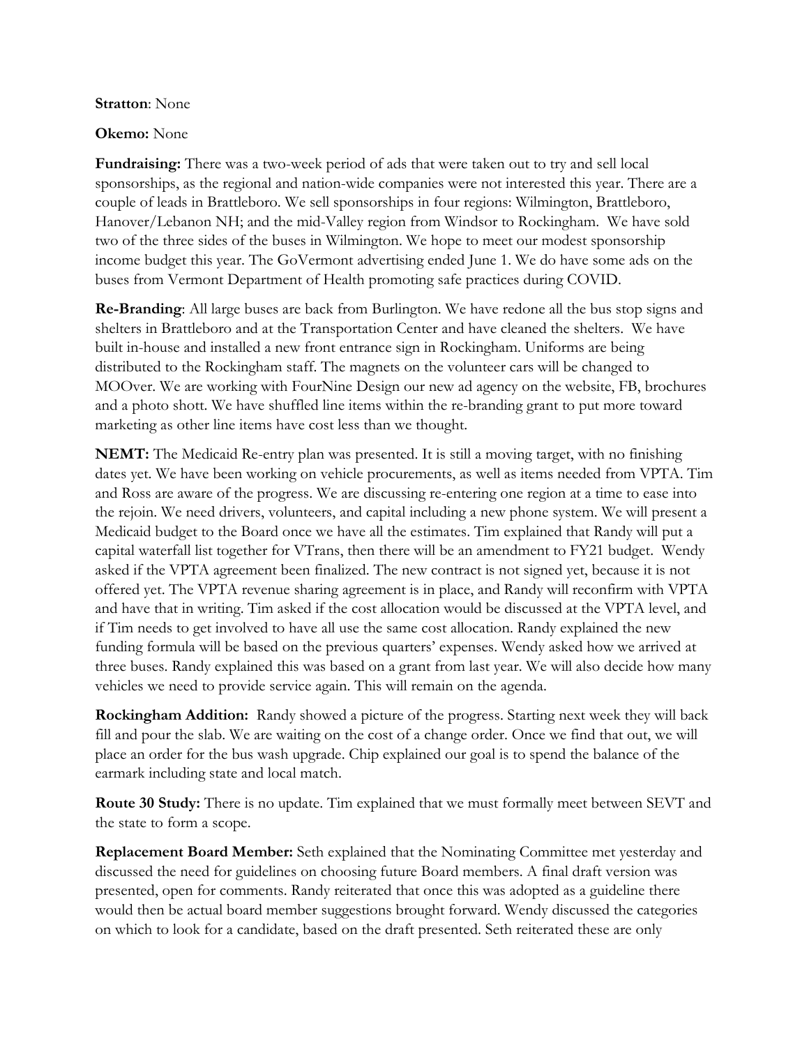**Stratton**: None

**Okemo:** None

**Fundraising:** There was a two-week period of ads that were taken out to try and sell local sponsorships, as the regional and nation-wide companies were not interested this year. There are a couple of leads in Brattleboro. We sell sponsorships in four regions: Wilmington, Brattleboro, Hanover/Lebanon NH; and the mid-Valley region from Windsor to Rockingham. We have sold two of the three sides of the buses in Wilmington. We hope to meet our modest sponsorship income budget this year. The GoVermont advertising ended June 1. We do have some ads on the buses from Vermont Department of Health promoting safe practices during COVID.

**Re-Branding**: All large buses are back from Burlington. We have redone all the bus stop signs and shelters in Brattleboro and at the Transportation Center and have cleaned the shelters. We have built in-house and installed a new front entrance sign in Rockingham. Uniforms are being distributed to the Rockingham staff. The magnets on the volunteer cars will be changed to MOOver. We are working with FourNine Design our new ad agency on the website, FB, brochures and a photo shott. We have shuffled line items within the re-branding grant to put more toward marketing as other line items have cost less than we thought.

**NEMT:** The Medicaid Re-entry plan was presented. It is still a moving target, with no finishing dates yet. We have been working on vehicle procurements, as well as items needed from VPTA. Tim and Ross are aware of the progress. We are discussing re-entering one region at a time to ease into the rejoin. We need drivers, volunteers, and capital including a new phone system. We will present a Medicaid budget to the Board once we have all the estimates. Tim explained that Randy will put a capital waterfall list together for VTrans, then there will be an amendment to FY21 budget. Wendy asked if the VPTA agreement been finalized. The new contract is not signed yet, because it is not offered yet. The VPTA revenue sharing agreement is in place, and Randy will reconfirm with VPTA and have that in writing. Tim asked if the cost allocation would be discussed at the VPTA level, and if Tim needs to get involved to have all use the same cost allocation. Randy explained the new funding formula will be based on the previous quarters' expenses. Wendy asked how we arrived at three buses. Randy explained this was based on a grant from last year. We will also decide how many vehicles we need to provide service again. This will remain on the agenda.

**Rockingham Addition:** Randy showed a picture of the progress. Starting next week they will back fill and pour the slab. We are waiting on the cost of a change order. Once we find that out, we will place an order for the bus wash upgrade. Chip explained our goal is to spend the balance of the earmark including state and local match.

**Route 30 Study:** There is no update. Tim explained that we must formally meet between SEVT and the state to form a scope.

**Replacement Board Member:** Seth explained that the Nominating Committee met yesterday and discussed the need for guidelines on choosing future Board members. A final draft version was presented, open for comments. Randy reiterated that once this was adopted as a guideline there would then be actual board member suggestions brought forward. Wendy discussed the categories on which to look for a candidate, based on the draft presented. Seth reiterated these are only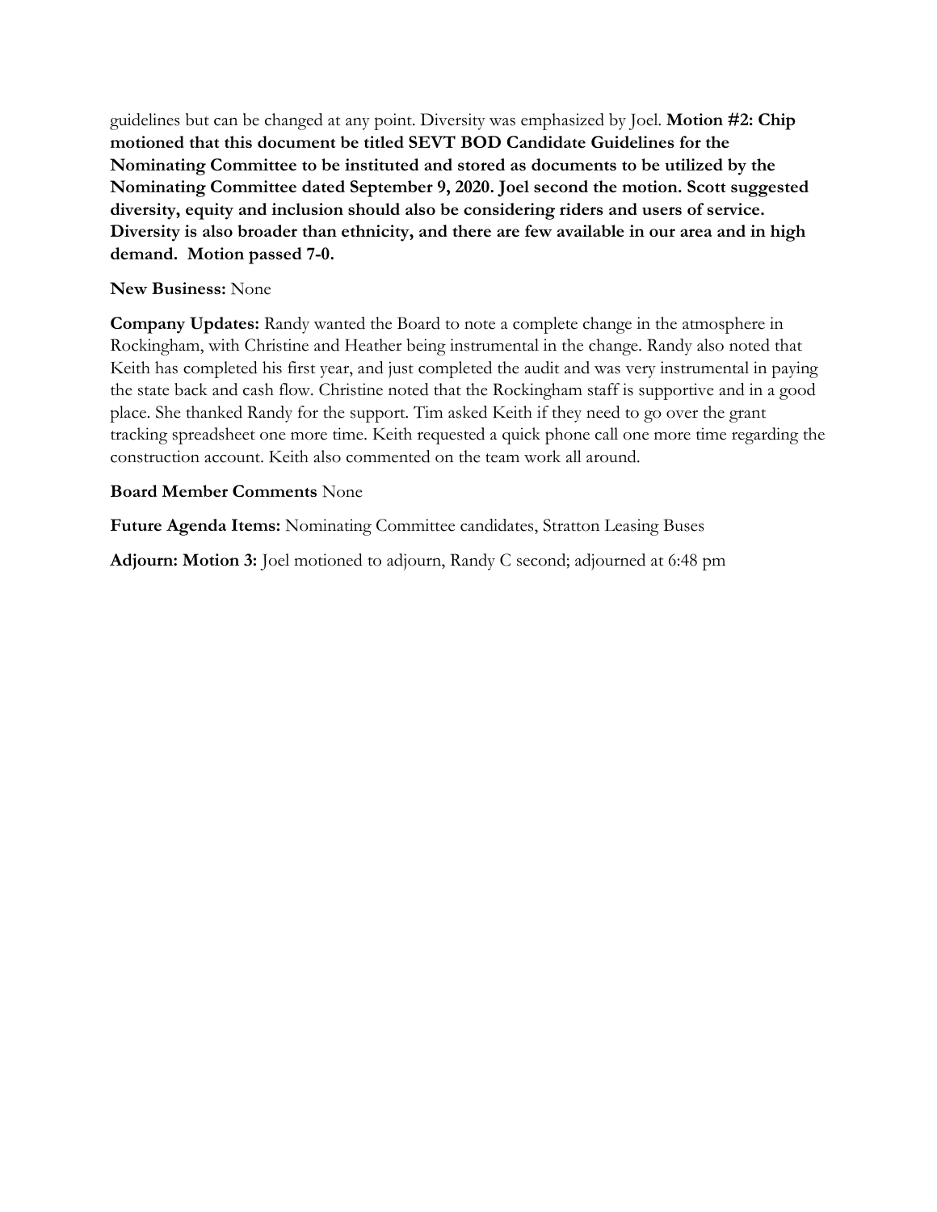guidelines but can be changed at any point. Diversity was emphasized by Joel. **Motion #2: Chip motioned that this document be titled SEVT BOD Candidate Guidelines for the Nominating Committee to be instituted and stored as documents to be utilized by the Nominating Committee dated September 9, 2020. Joel second the motion. Scott suggested diversity, equity and inclusion should also be considering riders and users of service. Diversity is also broader than ethnicity, and there are few available in our area and in high demand. Motion passed 7-0.**

**New Business:** None

**Company Updates:** Randy wanted the Board to note a complete change in the atmosphere in Rockingham, with Christine and Heather being instrumental in the change. Randy also noted that Keith has completed his first year, and just completed the audit and was very instrumental in paying the state back and cash flow. Christine noted that the Rockingham staff is supportive and in a good place. She thanked Randy for the support. Tim asked Keith if they need to go over the grant tracking spreadsheet one more time. Keith requested a quick phone call one more time regarding the construction account. Keith also commented on the team work all around.

**Board Member Comments** None

**Future Agenda Items:** Nominating Committee candidates, Stratton Leasing Buses

**Adjourn: Motion 3:** Joel motioned to adjourn, Randy C second; adjourned at 6:48 pm